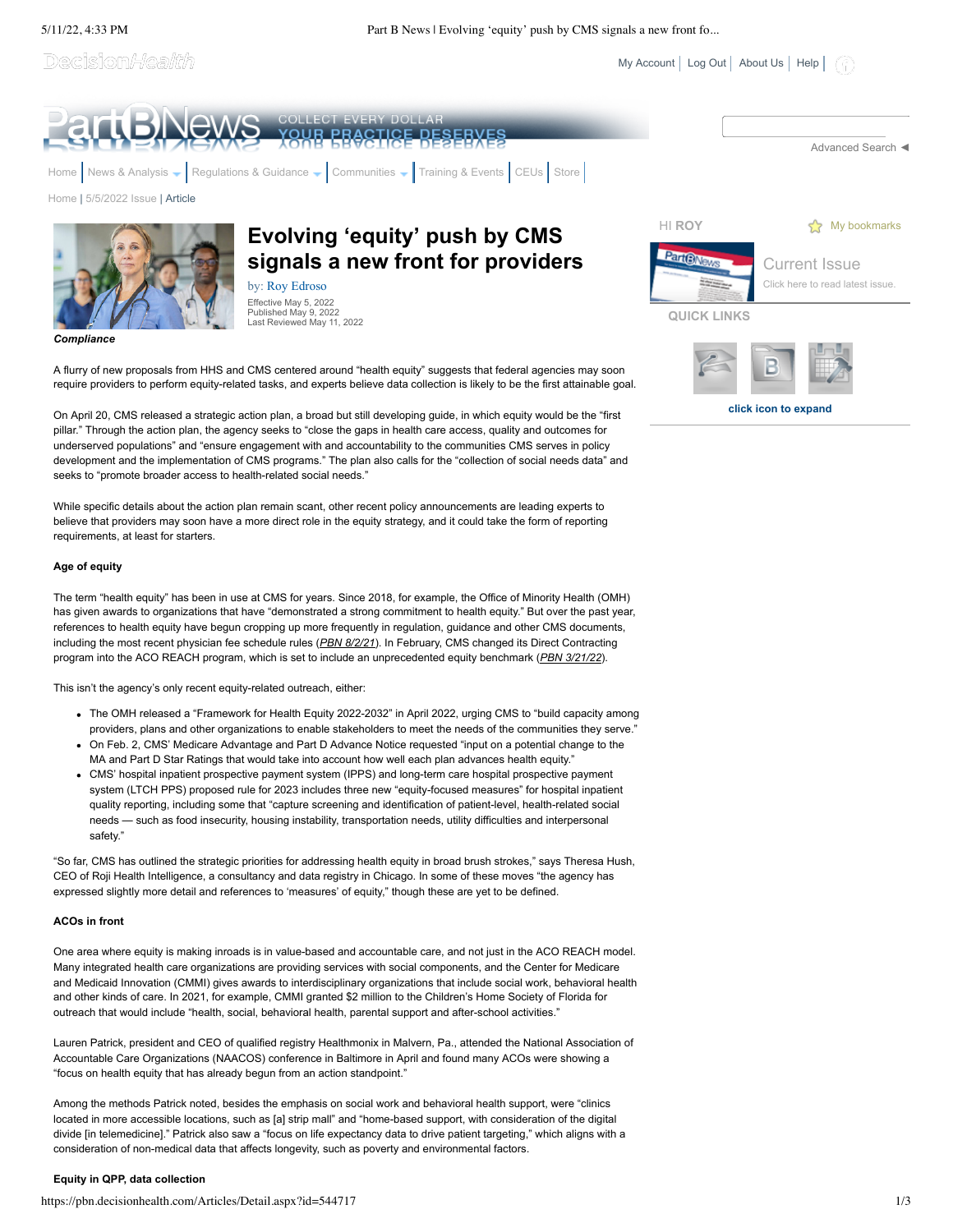# Evolving 'equity' push by CMS signals a new front for providers

by: Roy Edroso

Effective May 5, 2022
Published May 9, 2022
Last Reviewed May 11, 2022

***Compliance***

A flurry of new proposals from HHS and CMS centered around "health equity" suggests that federal agencies may soon require providers to perform equity-related tasks, and experts believe data collection is likely to be the first attainable goal.

On April 20, CMS released a strategic action plan, a broad but still developing guide, in which equity would be the "first pillar." Through the action plan, the agency seeks to "close the gaps in health care access, quality and outcomes for underserved populations" and "ensure engagement with and accountability to the communities CMS serves in policy development and the implementation of CMS programs." The plan also calls for the "collection of social needs data" and seeks to "promote broader access to health-related social needs."

While specific details about the action plan remain scant, other recent policy announcements are leading experts to believe that providers may soon have a more direct role in the equity strategy, and it could take the form of reporting requirements, at least for starters.

**Age of equity**

The term "health equity" has been in use at CMS for years. Since 2018, for example, the Office of Minority Health (OMH) has given awards to organizations that have "demonstrated a strong commitment to health equity." But over the past year, references to health equity have begun cropping up more frequently in regulation, guidance and other CMS documents, including the most recent physician fee schedule rules (*PBN 8/2/21*). In February, CMS changed its Direct Contracting program into the ACO REACH program, which is set to include an unprecedented equity benchmark (*PBN 3/21/22*).

This isn't the agency's only recent equity-related outreach, either:

- The OMH released a "Framework for Health Equity 2022-2032" in April 2022, urging CMS to "build capacity among providers, plans and other organizations to enable stakeholders to meet the needs of the communities they serve."
- On Feb. 2, CMS' Medicare Advantage and Part D Advance Notice requested "input on a potential change to the MA and Part D Star Ratings that would take into account how well each plan advances health equity."
- CMS' hospital inpatient prospective payment system (IPPS) and long-term care hospital prospective payment system (LTCH PPS) proposed rule for 2023 includes three new "equity-focused measures" for hospital inpatient quality reporting, including some that "capture screening and identification of patient-level, health-related social needs — such as food insecurity, housing instability, transportation needs, utility difficulties and interpersonal safety."

"So far, CMS has outlined the strategic priorities for addressing health equity in broad brush strokes," says Theresa Hush, CEO of Roji Health Intelligence, a consultancy and data registry in Chicago. In some of these moves "the agency has expressed slightly more detail and references to 'measures' of equity," though these are yet to be defined.

**ACOs in front**

One area where equity is making inroads is in value-based and accountable care, and not just in the ACO REACH model. Many integrated health care organizations are providing services with social components, and the Center for Medicare and Medicaid Innovation (CMMI) gives awards to interdisciplinary organizations that include social work, behavioral health and other kinds of care. In 2021, for example, CMMI granted $2 million to the Children's Home Society of Florida for outreach that would include "health, social, behavioral health, parental support and after-school activities."

Lauren Patrick, president and CEO of qualified registry Healthmonix in Malvern, Pa., attended the National Association of Accountable Care Organizations (NAACOS) conference in Baltimore in April and found many ACOs were showing a "focus on health equity that has already begun from an action standpoint."

Among the methods Patrick noted, besides the emphasis on social work and behavioral health support, were "clinics located in more accessible locations, such as [a] strip mall" and "home-based support, with consideration of the digital divide [in telemedicine]." Patrick also saw a "focus on life expectancy data to drive patient targeting," which aligns with a consideration of non-medical data that affects longevity, such as poverty and environmental factors.

**Equity in QPP, data collection**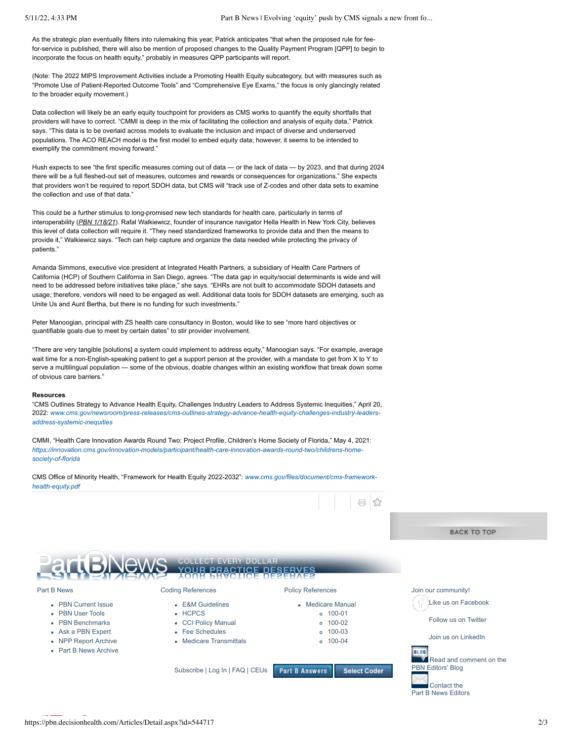As the strategic plan eventually filters into rulemaking this year, Patrick anticipates "that when the proposed rule for fee-for-service is published, there will also be mention of proposed changes to the Quality Payment Program [QPP] to begin to incorporate the focus on health equity," probably in measures QPP participants will report.

(Note: The 2022 MIPS Improvement Activities include a Promoting Health Equity subcategory, but with measures such as "Promote Use of Patient-Reported Outcome Tools" and "Comprehensive Eye Exams," the focus is only glancingly related to the broader equity movement.)

Data collection will likely be an early equity touchpoint for providers as CMS works to quantify the equity shortfalls that providers will have to correct. "CMMI is deep in the mix of facilitating the collection and analysis of equity data," Patrick says. "This data is to be overlaid across models to evaluate the inclusion and impact of diverse and underserved populations. The ACO REACH model is the first model to embed equity data; however, it seems to be intended to exemplify the commitment moving forward."

Hush expects to see "the first specific measures coming out of data — or the lack of data — by 2023, and that during 2024 there will be a full fleshed-out set of measures, outcomes and rewards or consequences for organizations." She expects that providers won't be required to report SDOH data, but CMS will "track use of Z-codes and other data sets to examine the collection and use of that data."

This could be a further stimulus to long-promised new tech standards for health care, particularly in terms of interoperability (*PBN 1/18/21*). Rafal Walkiewicz, founder of insurance navigator Hella Health in New York City, believes this level of data collection will require it. "They need standardized frameworks to provide data and then the means to provide it," Walkiewicz says. "Tech can help capture and organize the data needed while protecting the privacy of patients."

Amanda Simmons, executive vice president at Integrated Health Partners, a subsidiary of Health Care Partners of California (HCP) of Southern California in San Diego, agrees. "The data gap in equity/social determinants is wide and will need to be addressed before initiatives take place," she says. "EHRs are not built to accommodate SDOH datasets and usage; therefore, vendors will need to be engaged as well. Additional data tools for SDOH datasets are emerging, such as Unite Us and Aunt Bertha, but there is no funding for such investments."

Peter Manoogian, principal with ZS health care consultancy in Boston, would like to see "more hard objectives or quantifiable goals due to meet by certain dates" to stir provider involvement.

"There are very tangible [solutions] a system could implement to address equity," Manoogian says. "For example, average wait time for a non-English-speaking patient to get a support person at the provider, with a mandate to get from X to Y to serve a multilingual population — some of the obvious, doable changes within an existing workflow that break down some of obvious care barriers."

**Resources**

"CMS Outlines Strategy to Advance Health Equity, Challenges Industry Leaders to Address Systemic Inequities," April 20, 2022: *www.cms.gov/newsroom/press-releases/cms-outlines-strategy-advance-health-equity-challenges-industry-leaders-address-systemic-inequities*

CMMI, "Health Care Innovation Awards Round Two: Project Profile, Children's Home Society of Florida," May 4, 2021: *https://innovation.cms.gov/innovation-models/participant/health-care-innovation-awards-round-two/childrens-home-society-of-florida*

CMS Office of Minority Health, "Framework for Health Equity 2022-2032": *www.cms.gov/files/document/cms-framework-health-equity.pdf*

BACK TO TOP

Part B News — COLLECT EVERY DOLLAR YOUR PRACTICE DESERVES

Part B News
- PBN Current Issue
- PBN User Tools
- PBN Benchmarks
- Ask a PBN Expert
- NPP Report Archive
- Part B News Archive

Coding References
- E&M Guidelines
- HCPCS
- CCI Policy Manual
- Fee Schedules
- Medicare Transmittals

Policy References
- Medicare Manual
  - 100-01
  - 100-02
  - 100-03
  - 100-04

Join our community!
- Like us on Facebook
- Follow us on Twitter
- Join us on LinkedIn
- Read and comment on the PBN Editors' Blog
- Contact the Part B News Editors

Subscribe | Log In | FAQ | CEUs | Part B Answers | Select Coder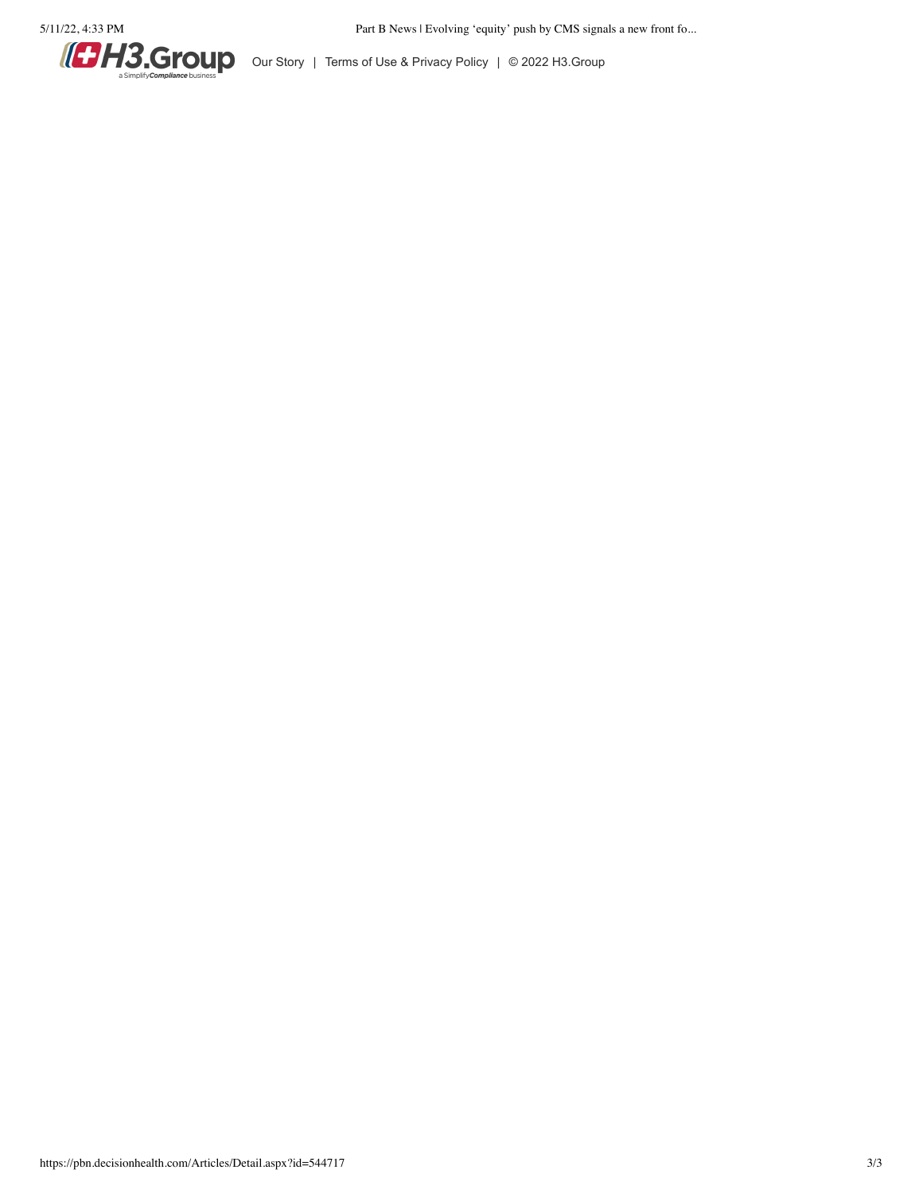Our Story | Terms of Use & Privacy Policy | © 2022 H3.Group